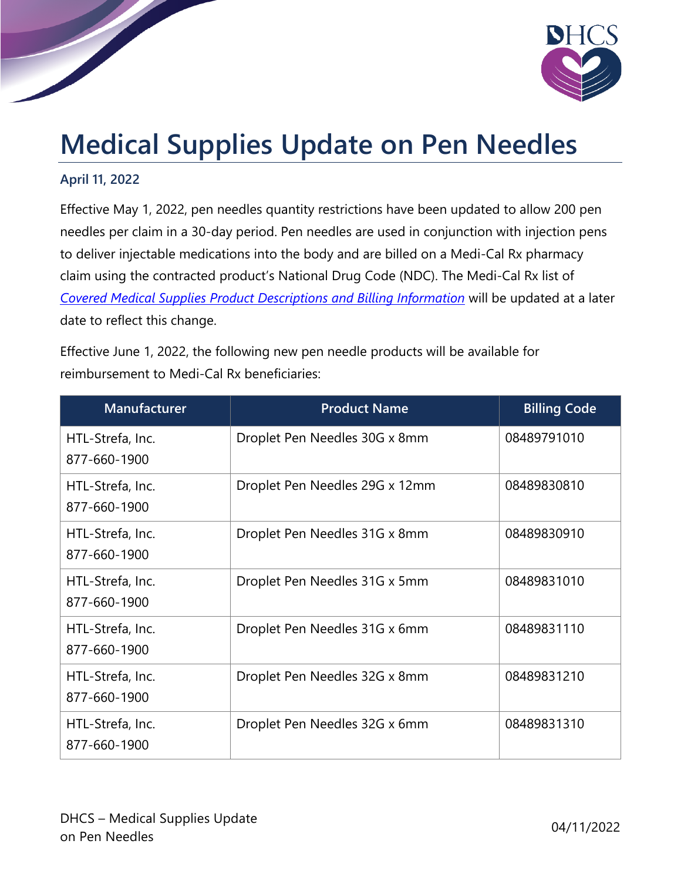# Medical Supplies Update on Pen Needles

**April 11, 2022**

Effective May 1, 2022, pen needles quantity restrictions have been updated to allow 200 pen needles per claim in a 30-day period. Pen needles are used in conjunction with injection pens to deliver injectable medications into the body and are billed on a Medi-Cal Rx pharmacy claim using the contracted product's National Drug Code (NDC). The Medi-Cal Rx list of *Covered Medical Supplies Product Descriptions and Billing Information* will be updated at a later date to reflect this change.

Effective June 1, 2022, the following new pen needle products will be available for reimbursement to Medi-Cal Rx beneficiaries:

| Manufacturer | Product Name | Billing Code |
|---|---|---|
| HTL-Strefa, Inc. 877-660-1900 | Droplet Pen Needles 30G x 8mm | 08489791010 |
| HTL-Strefa, Inc. 877-660-1900 | Droplet Pen Needles 29G x 12mm | 08489830810 |
| HTL-Strefa, Inc. 877-660-1900 | Droplet Pen Needles 31G x 8mm | 08489830910 |
| HTL-Strefa, Inc. 877-660-1900 | Droplet Pen Needles 31G x 5mm | 08489831010 |
| HTL-Strefa, Inc. 877-660-1900 | Droplet Pen Needles 31G x 6mm | 08489831110 |
| HTL-Strefa, Inc. 877-660-1900 | Droplet Pen Needles 32G x 8mm | 08489831210 |
| HTL-Strefa, Inc. 877-660-1900 | Droplet Pen Needles 32G x 6mm | 08489831310 |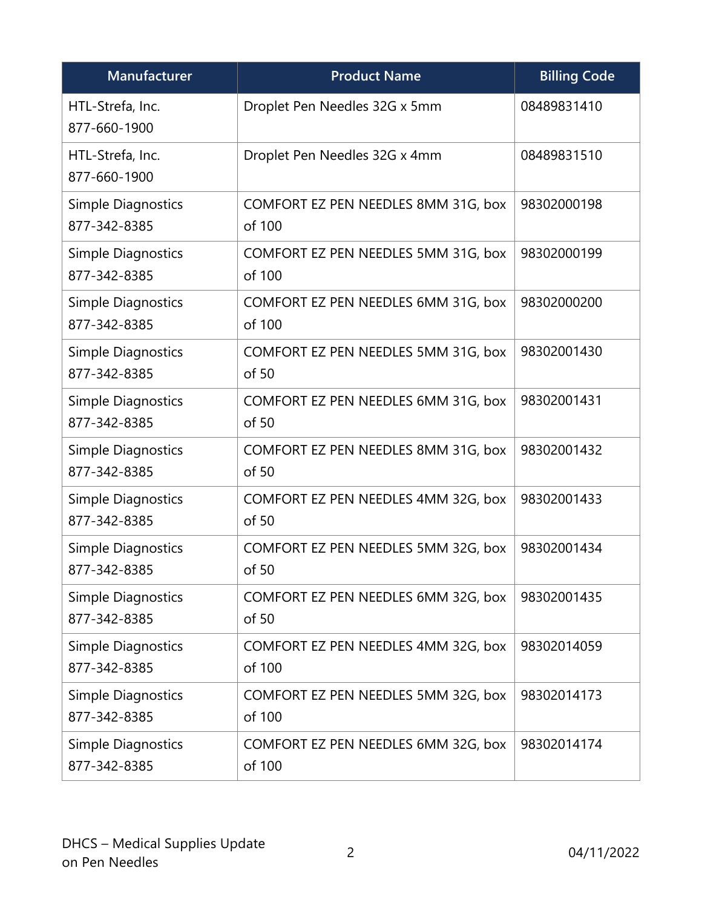| Manufacturer | Product Name | Billing Code |
|---|---|---|
| HTL-Strefa, Inc. 877-660-1900 | Droplet Pen Needles 32G x 5mm | 08489831410 |
| HTL-Strefa, Inc. 877-660-1900 | Droplet Pen Needles 32G x 4mm | 08489831510 |
| Simple Diagnostics 877-342-8385 | COMFORT EZ PEN NEEDLES 8MM 31G, box of 100 | 98302000198 |
| Simple Diagnostics 877-342-8385 | COMFORT EZ PEN NEEDLES 5MM 31G, box of 100 | 98302000199 |
| Simple Diagnostics 877-342-8385 | COMFORT EZ PEN NEEDLES 6MM 31G, box of 100 | 98302000200 |
| Simple Diagnostics 877-342-8385 | COMFORT EZ PEN NEEDLES 5MM 31G, box of 50 | 98302001430 |
| Simple Diagnostics 877-342-8385 | COMFORT EZ PEN NEEDLES 6MM 31G, box of 50 | 98302001431 |
| Simple Diagnostics 877-342-8385 | COMFORT EZ PEN NEEDLES 8MM 31G, box of 50 | 98302001432 |
| Simple Diagnostics 877-342-8385 | COMFORT EZ PEN NEEDLES 4MM 32G, box of 50 | 98302001433 |
| Simple Diagnostics 877-342-8385 | COMFORT EZ PEN NEEDLES 5MM 32G, box of 50 | 98302001434 |
| Simple Diagnostics 877-342-8385 | COMFORT EZ PEN NEEDLES 6MM 32G, box of 50 | 98302001435 |
| Simple Diagnostics 877-342-8385 | COMFORT EZ PEN NEEDLES 4MM 32G, box of 100 | 98302014059 |
| Simple Diagnostics 877-342-8385 | COMFORT EZ PEN NEEDLES 5MM 32G, box of 100 | 98302014173 |
| Simple Diagnostics 877-342-8385 | COMFORT EZ PEN NEEDLES 6MM 32G, box of 100 | 98302014174 |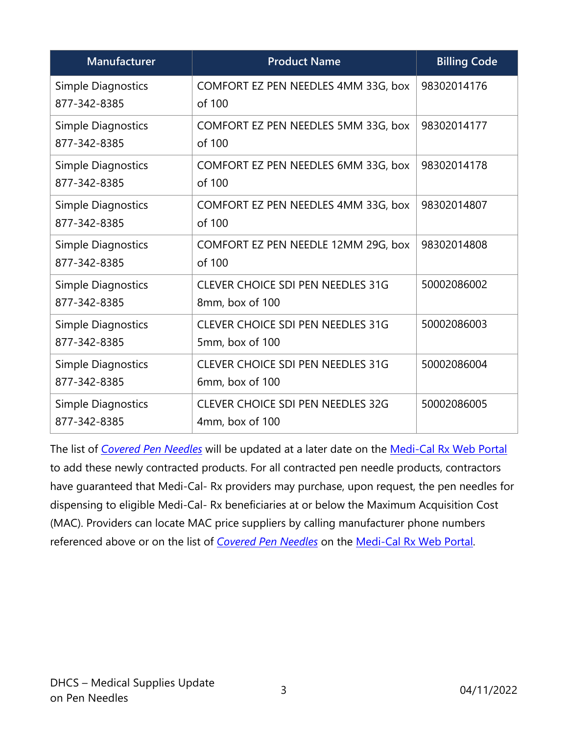| Manufacturer | Product Name | Billing Code |
|---|---|---|
| Simple Diagnostics 877-342-8385 | COMFORT EZ PEN NEEDLES 4MM 33G, box of 100 | 98302014176 |
| Simple Diagnostics 877-342-8385 | COMFORT EZ PEN NEEDLES 5MM 33G, box of 100 | 98302014177 |
| Simple Diagnostics 877-342-8385 | COMFORT EZ PEN NEEDLES 6MM 33G, box of 100 | 98302014178 |
| Simple Diagnostics 877-342-8385 | COMFORT EZ PEN NEEDLES 4MM 33G, box of 100 | 98302014807 |
| Simple Diagnostics 877-342-8385 | COMFORT EZ PEN NEEDLE 12MM 29G, box of 100 | 98302014808 |
| Simple Diagnostics 877-342-8385 | CLEVER CHOICE SDI PEN NEEDLES 31G 8mm, box of 100 | 50002086002 |
| Simple Diagnostics 877-342-8385 | CLEVER CHOICE SDI PEN NEEDLES 31G 5mm, box of 100 | 50002086003 |
| Simple Diagnostics 877-342-8385 | CLEVER CHOICE SDI PEN NEEDLES 31G 6mm, box of 100 | 50002086004 |
| Simple Diagnostics 877-342-8385 | CLEVER CHOICE SDI PEN NEEDLES 32G 4mm, box of 100 | 50002086005 |

The list of *Covered Pen Needles* will be updated at a later date on the Medi-Cal Rx Web Portal to add these newly contracted products. For all contracted pen needle products, contractors have guaranteed that Medi-Cal- Rx providers may purchase, upon request, the pen needles for dispensing to eligible Medi-Cal- Rx beneficiaries at or below the Maximum Acquisition Cost (MAC). Providers can locate MAC price suppliers by calling manufacturer phone numbers referenced above or on the list of *Covered Pen Needles* on the Medi-Cal Rx Web Portal.